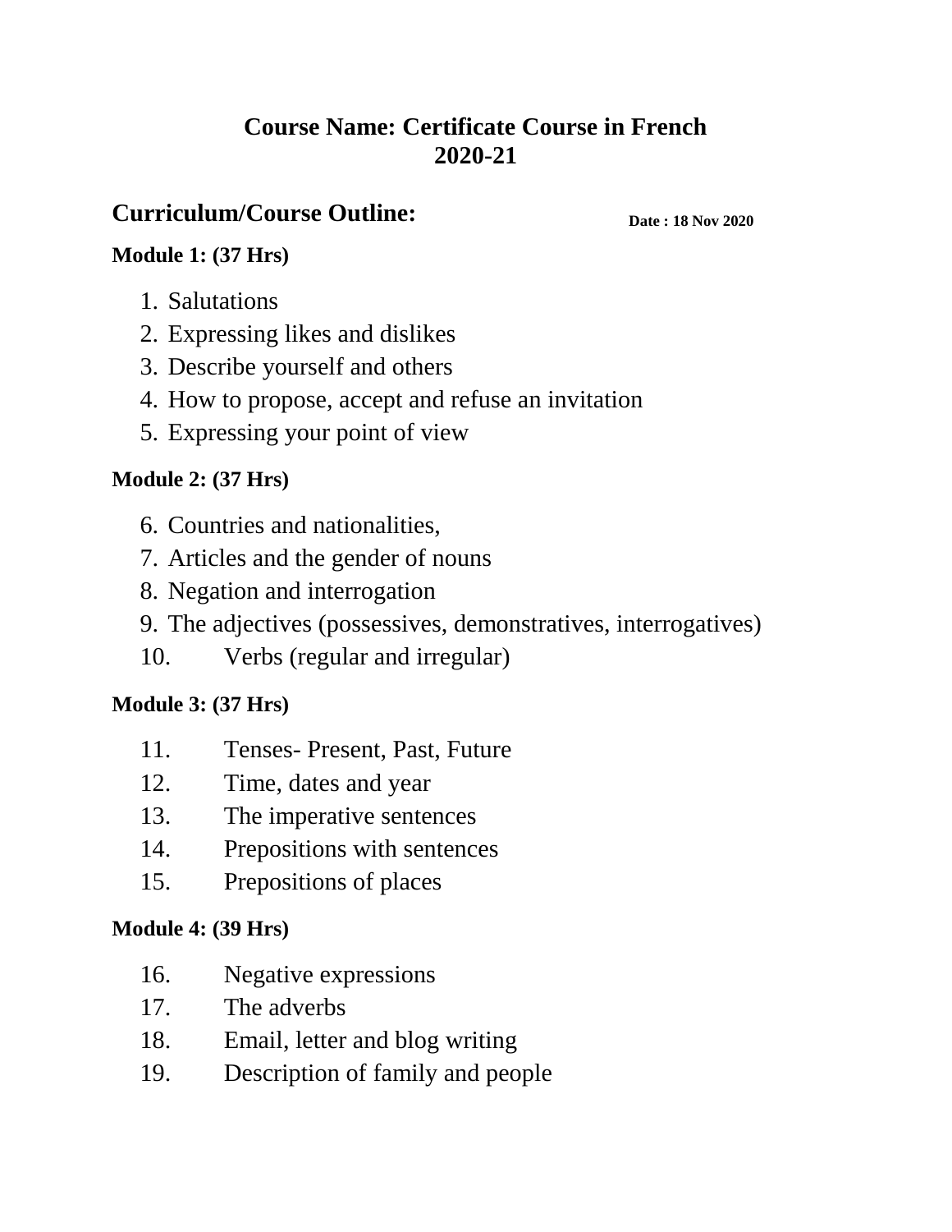# Course Name: Certificate Course in French 2020-21

## Curriculum/Course Outline:

**Date : 18 Nov 2020**

**Module 1: (37 Hrs)**

1. Salutations
2. Expressing likes and dislikes
3. Describe yourself and others
4. How to propose, accept and refuse an invitation
5. Expressing your point of view

**Module 2: (37 Hrs)**

6. Countries and nationalities,
7. Articles and the gender of nouns
8. Negation and interrogation
9. The adjectives (possessives, demonstratives, interrogatives)
10. Verbs (regular and irregular)

**Module 3: (37 Hrs)**

11. Tenses- Present, Past, Future
12. Time, dates and year
13. The imperative sentences
14. Prepositions with sentences
15. Prepositions of places

**Module 4: (39 Hrs)**

16. Negative expressions
17. The adverbs
18. Email, letter and blog writing
19. Description of family and people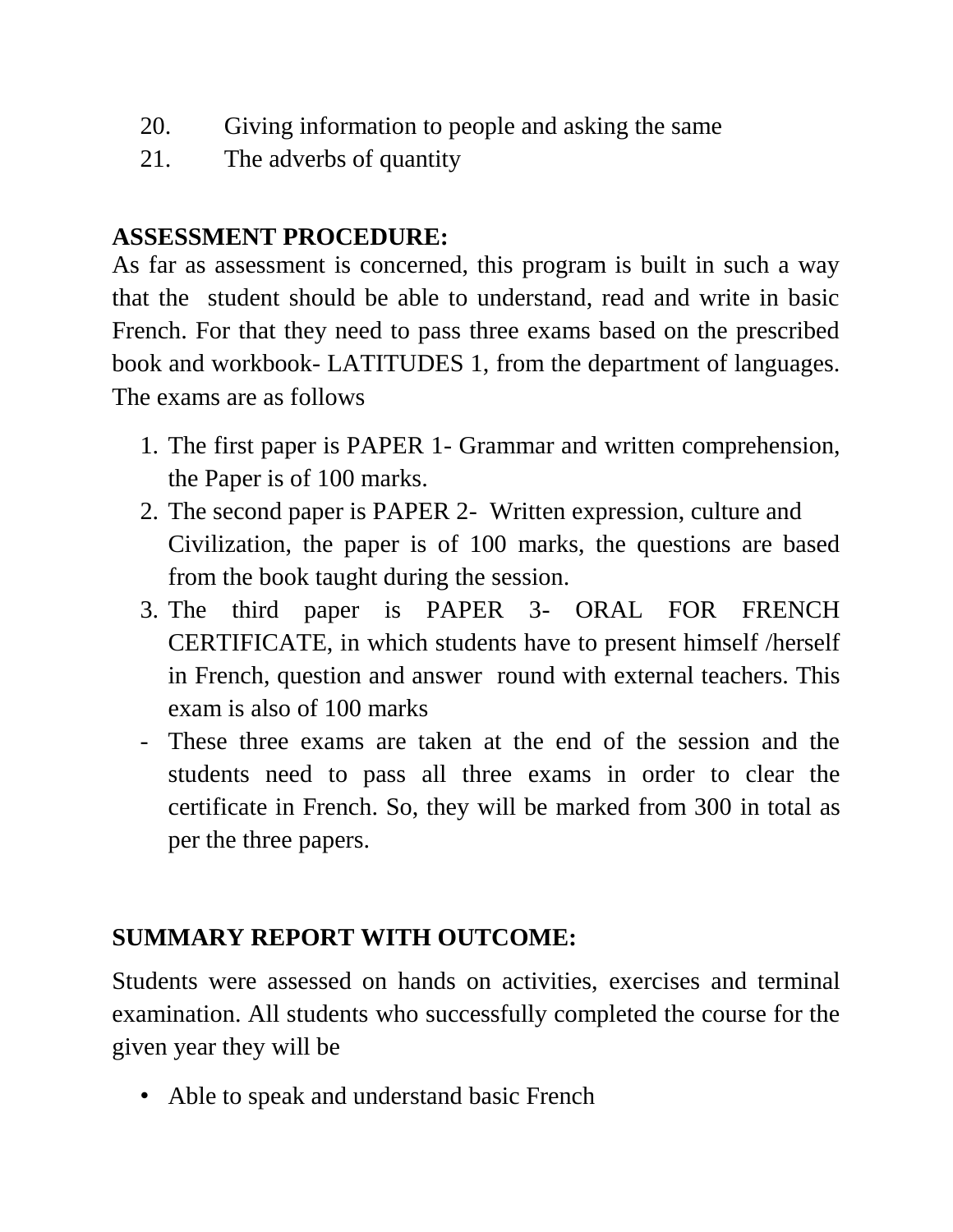20. Giving information to people and asking the same
21. The adverbs of quantity

**ASSESSMENT PROCEDURE:**

As far as assessment is concerned, this program is built in such a way that the student should be able to understand, read and write in basic French. For that they need to pass three exams based on the prescribed book and workbook- LATITUDES 1, from the department of languages. The exams are as follows

1. The first paper is PAPER 1- Grammar and written comprehension, the Paper is of 100 marks.
2. The second paper is PAPER 2- Written expression, culture and Civilization, the paper is of 100 marks, the questions are based from the book taught during the session.
3. The third paper is PAPER 3- ORAL FOR FRENCH CERTIFICATE, in which students have to present himself /herself in French, question and answer round with external teachers. This exam is also of 100 marks

- These three exams are taken at the end of the session and the students need to pass all three exams in order to clear the certificate in French. So, they will be marked from 300 in total as per the three papers.

**SUMMARY REPORT WITH OUTCOME:**

Students were assessed on hands on activities, exercises and terminal examination. All students who successfully completed the course for the given year they will be

- Able to speak and understand basic French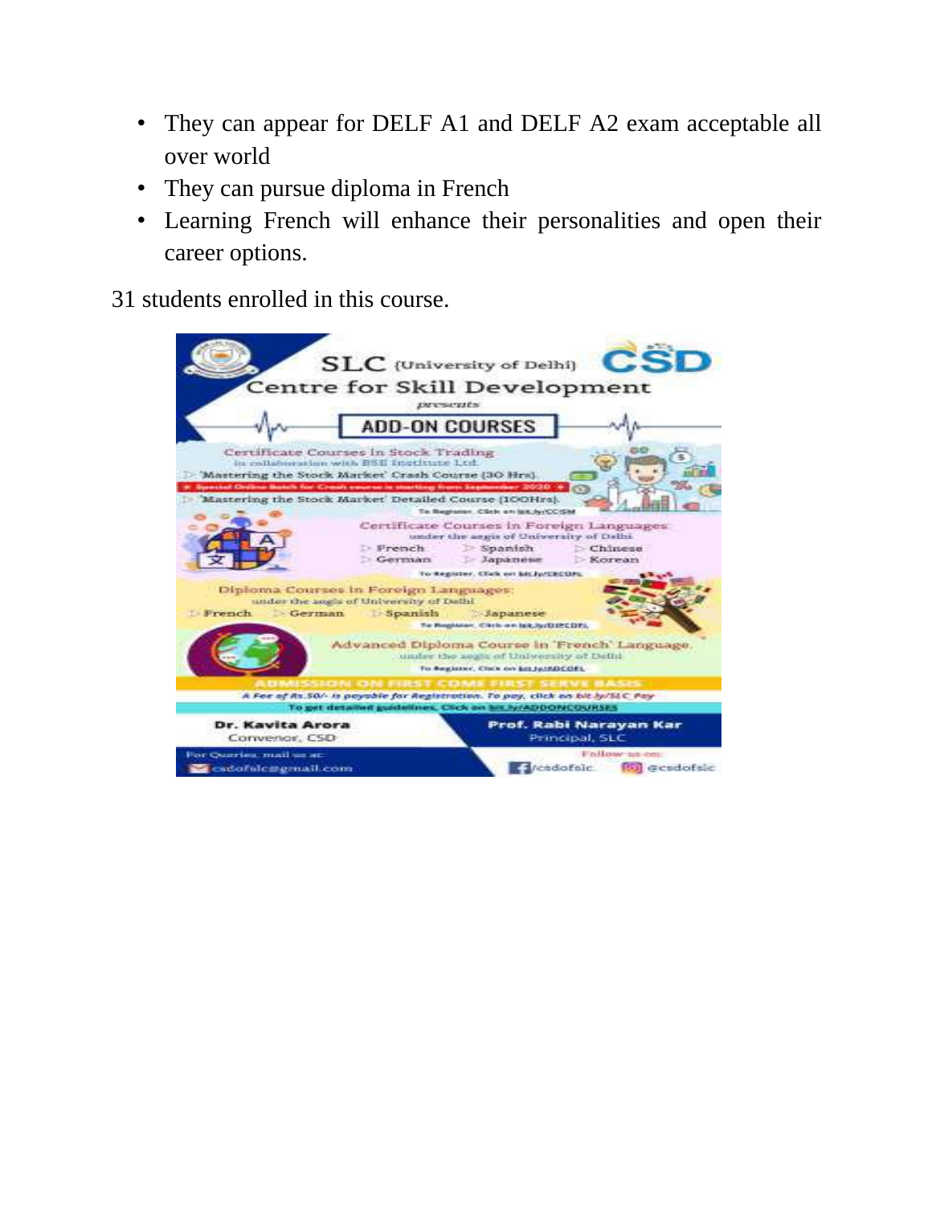- They can appear for DELF A1 and DELF A2 exam acceptable all over world
- They can pursue diploma in French
- Learning French will enhance their personalities and open their career options.

31 students enrolled in this course.